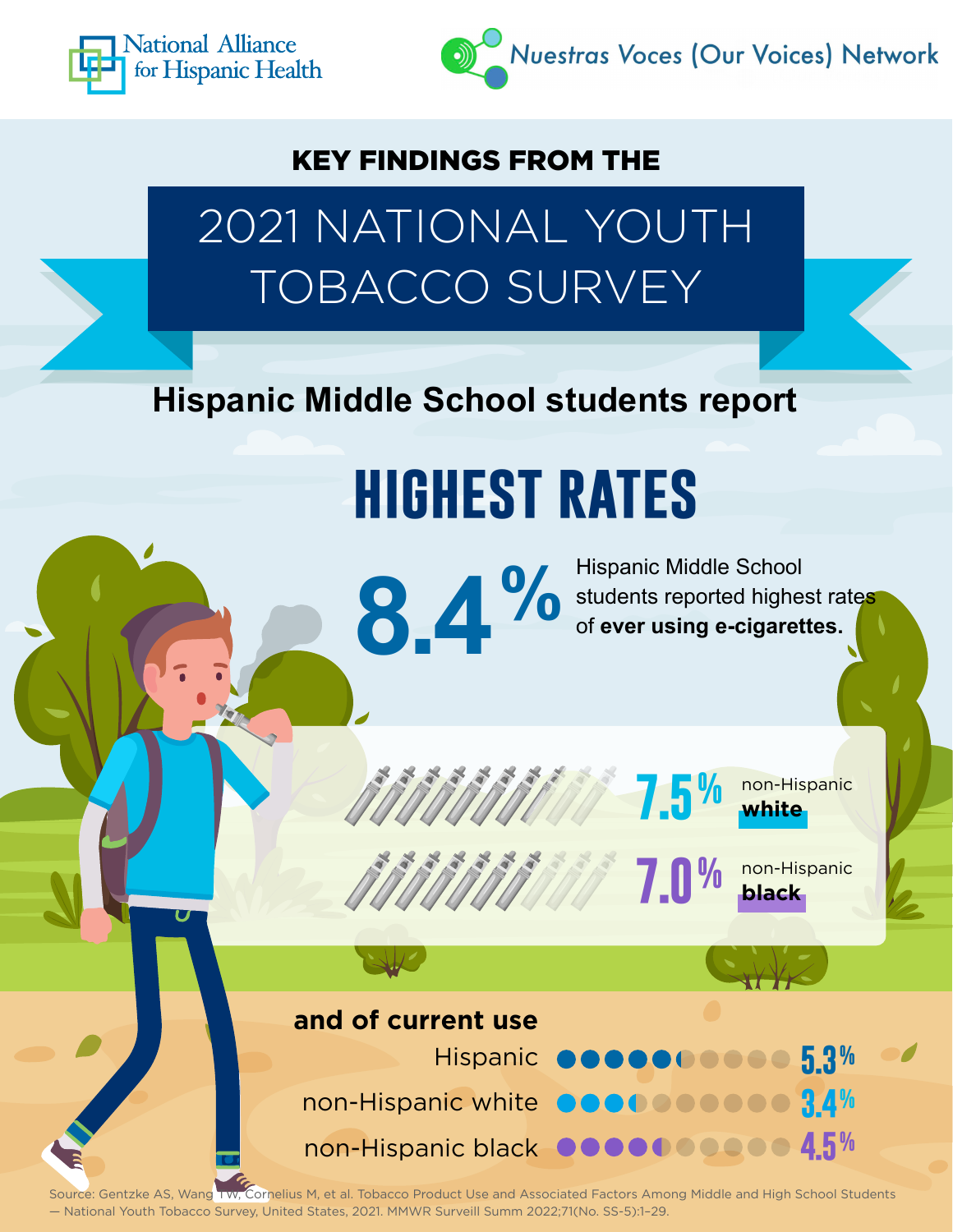National Alliance for Hispanic Health

Nuestras Voces (Our Voices) Network

**KEY FINDINGS FROM THE**

# 2021 NATIONAL YOUTH TOBACCO SURVEY

## Hispanic Middle School students report

# HIGHEST RATES

**8.4%** Hispanic Middle School students reported highest rates of **ever using e-cigarettes.**

**7.5%** non-Hispanic **white**

**7.0%** non-Hispanic **black**

**and of current use**

| Group | Rate |
| --- | --- |
| Hispanic | 5.3% |
| non-Hispanic white | 3.4% |
| non-Hispanic black | 4.5% |

Source: Gentzke AS, Wang TW, Cornelius M, et al. Tobacco Product Use and Associated Factors Among Middle and High School Students — National Youth Tobacco Survey, United States, 2021. MMWR Surveill Summ 2022;71(No. SS-5):1–29.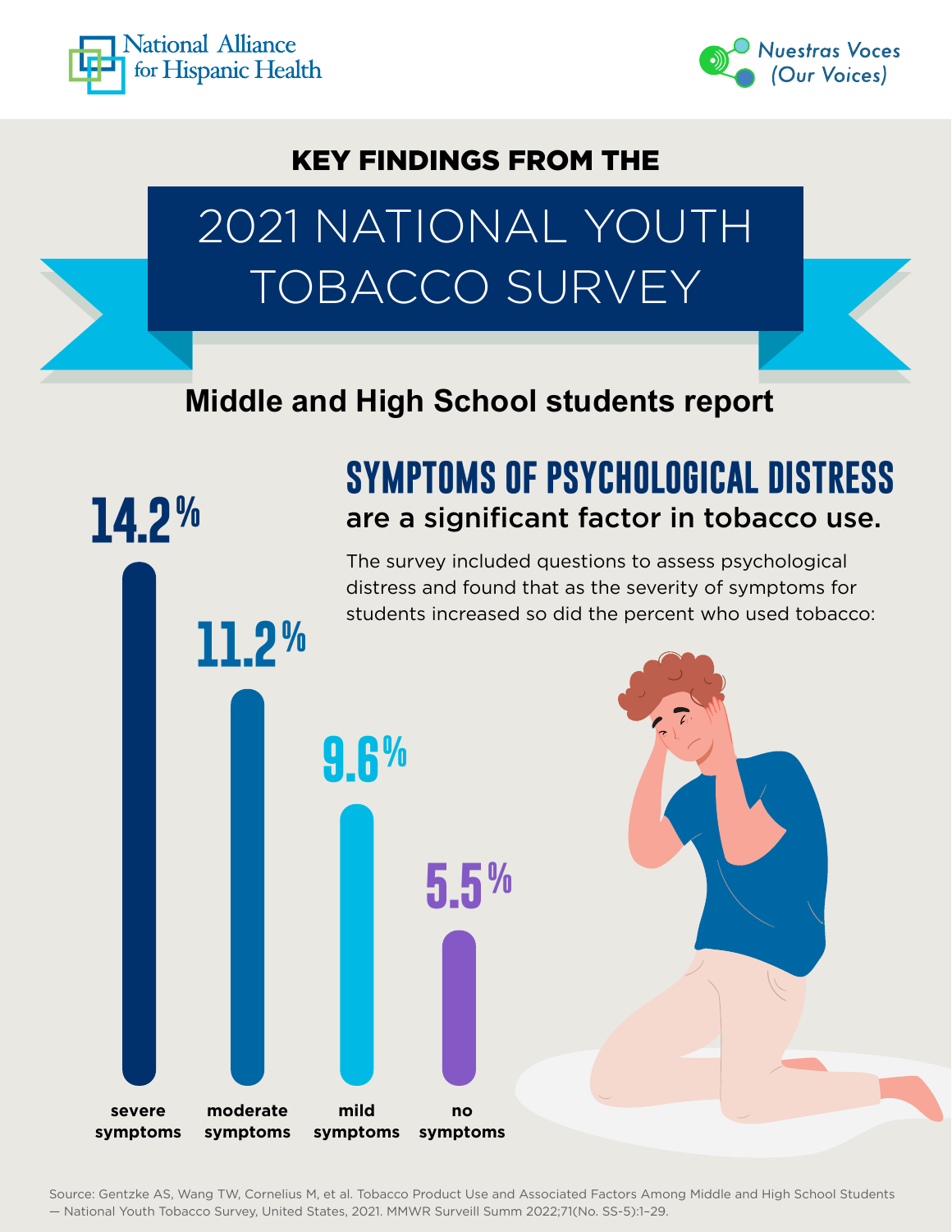National Alliance for Hispanic Health

Nuestras Voces (Our Voices)

**KEY FINDINGS FROM THE**

# 2021 NATIONAL YOUTH TOBACCO SURVEY

## Middle and High School students report

## SYMPTOMS OF PSYCHOLOGICAL DISTRESS

### are a significant factor in tobacco use.

The survey included questions to assess psychological distress and found that as the severity of symptoms for students increased so did the percent who used tobacco:

14.2%
severe symptoms

11.2%
moderate symptoms

9.6%
mild symptoms

5.5%
no symptoms

Source: Gentzke AS, Wang TW, Cornelius M, et al. Tobacco Product Use and Associated Factors Among Middle and High School Students — National Youth Tobacco Survey, United States, 2021. MMWR Surveill Summ 2022;71(No. SS-5):1–29.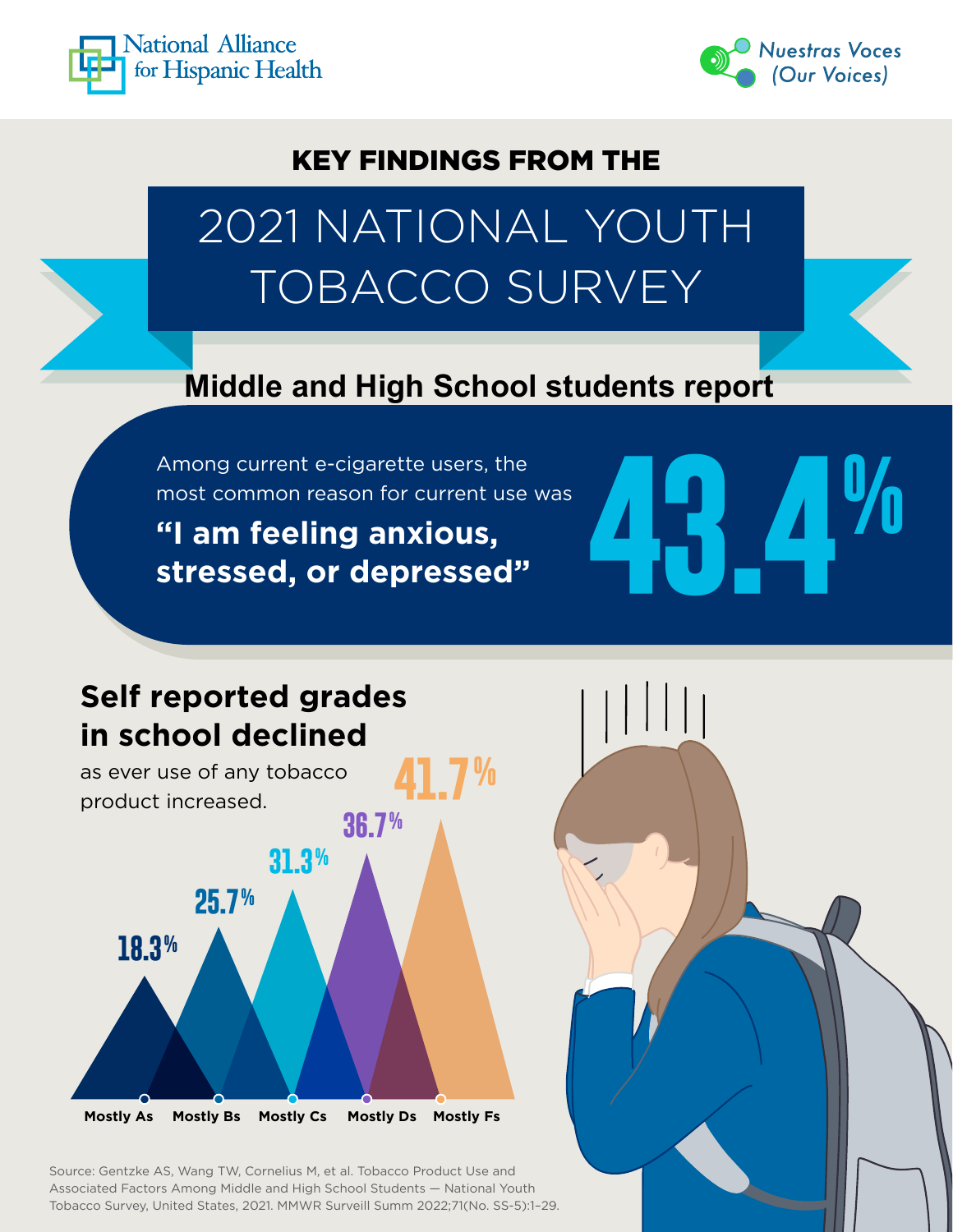National Alliance for Hispanic Health

Nuestras Voces (Our Voices)

**KEY FINDINGS FROM THE**

# 2021 NATIONAL YOUTH TOBACCO SURVEY

## Middle and High School students report

Among current e-cigarette users, the most common reason for current use was

**"I am feeling anxious, stressed, or depressed"**

**43.4%**

## Self reported grades in school declined

as ever use of any tobacco product increased.

| Grades | Ever use of any tobacco product |
| --- | --- |
| Mostly As | 18.3% |
| Mostly Bs | 25.7% |
| Mostly Cs | 31.3% |
| Mostly Ds | 36.7% |
| Mostly Fs | 41.7% |

Source: Gentzke AS, Wang TW, Cornelius M, et al. Tobacco Product Use and Associated Factors Among Middle and High School Students — National Youth Tobacco Survey, United States, 2021. MMWR Surveill Summ 2022;71(No. SS-5):1–29.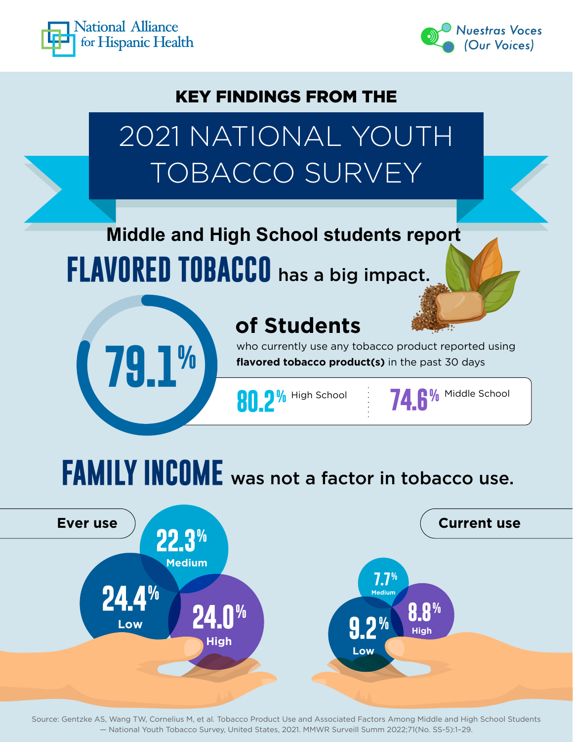National Alliance for Hispanic Health

Nuestras Voces (Our Voices)

## KEY FINDINGS FROM THE

# 2021 NATIONAL YOUTH TOBACCO SURVEY

## Middle and High School students report FLAVORED TOBACCO has a big impact.

79.1%

**of Students**

who currently use any tobacco product reported using **flavored tobacco product(s)** in the past 30 days

80.2% High School

74.6% Middle School

## FAMILY INCOME was not a factor in tobacco use.

**Ever use**

22.3% Medium

24.4% Low

24.0% High

**Current use**

7.7% Medium

9.2% Low

8.8% High

Source: Gentzke AS, Wang TW, Cornelius M, et al. Tobacco Product Use and Associated Factors Among Middle and High School Students — National Youth Tobacco Survey, United States, 2021. MMWR Surveill Summ 2022;71(No. SS-5):1–29.